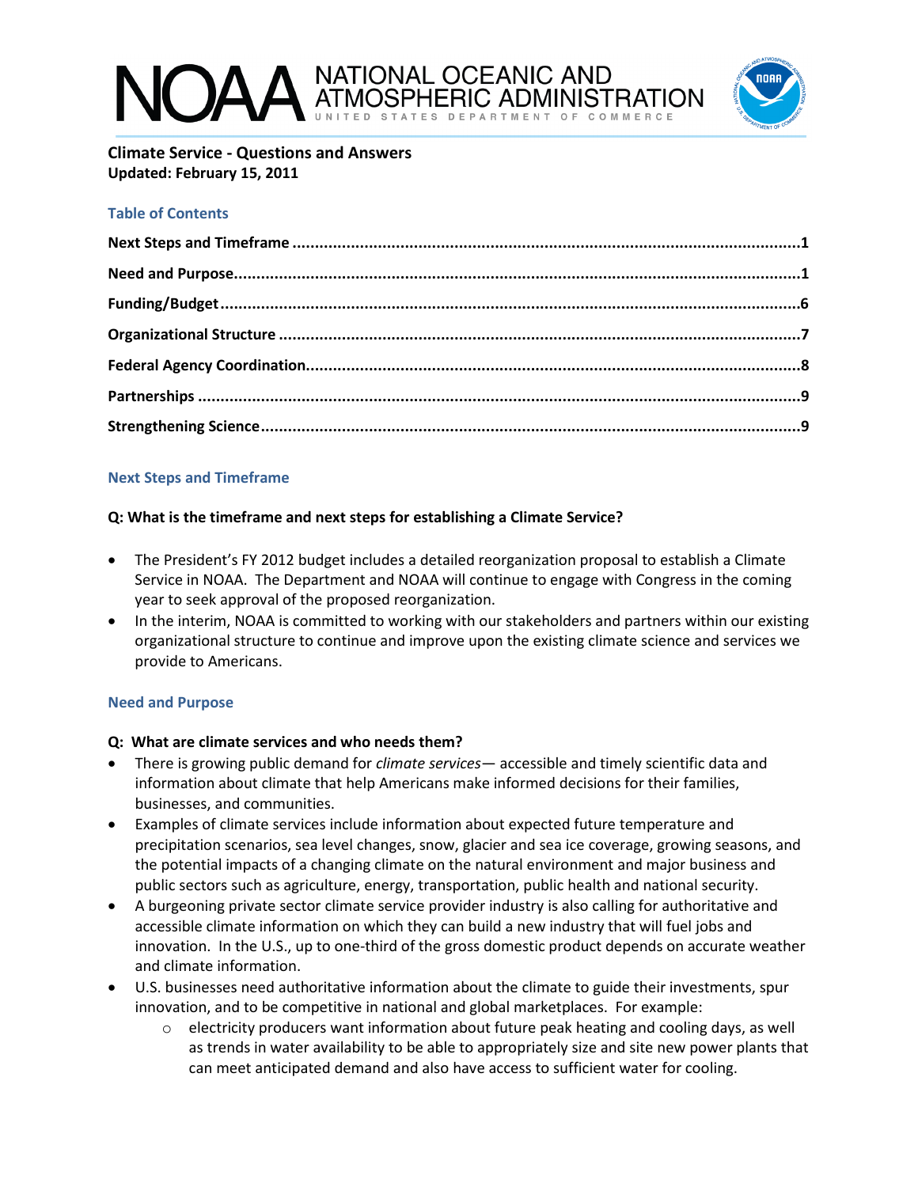NOAA NATIONAL OCEANIC AND ATMOSPHERIC ADMINISTRATION
UNITED STATES DEPARTMENT OF COMMERCE

**Climate Service - Questions and Answers**
**Updated: February 15, 2011**

## Table of Contents

**Next Steps and Timeframe** .......... 1
**Need and Purpose** .......... 1
**Funding/Budget** .......... 6
**Organizational Structure** .......... 7
**Federal Agency Coordination** .......... 8
**Partnerships** .......... 9
**Strengthening Science** .......... 9

## Next Steps and Timeframe

**Q: What is the timeframe and next steps for establishing a Climate Service?**

- The President's FY 2012 budget includes a detailed reorganization proposal to establish a Climate Service in NOAA. The Department and NOAA will continue to engage with Congress in the coming year to seek approval of the proposed reorganization.
- In the interim, NOAA is committed to working with our stakeholders and partners within our existing organizational structure to continue and improve upon the existing climate science and services we provide to Americans.

## Need and Purpose

**Q: What are climate services and who needs them?**

- There is growing public demand for *climate services*— accessible and timely scientific data and information about climate that help Americans make informed decisions for their families, businesses, and communities.
- Examples of climate services include information about expected future temperature and precipitation scenarios, sea level changes, snow, glacier and sea ice coverage, growing seasons, and the potential impacts of a changing climate on the natural environment and major business and public sectors such as agriculture, energy, transportation, public health and national security.
- A burgeoning private sector climate service provider industry is also calling for authoritative and accessible climate information on which they can build a new industry that will fuel jobs and innovation. In the U.S., up to one-third of the gross domestic product depends on accurate weather and climate information.
- U.S. businesses need authoritative information about the climate to guide their investments, spur innovation, and to be competitive in national and global marketplaces. For example:
    - electricity producers want information about future peak heating and cooling days, as well as trends in water availability to be able to appropriately size and site new power plants that can meet anticipated demand and also have access to sufficient water for cooling.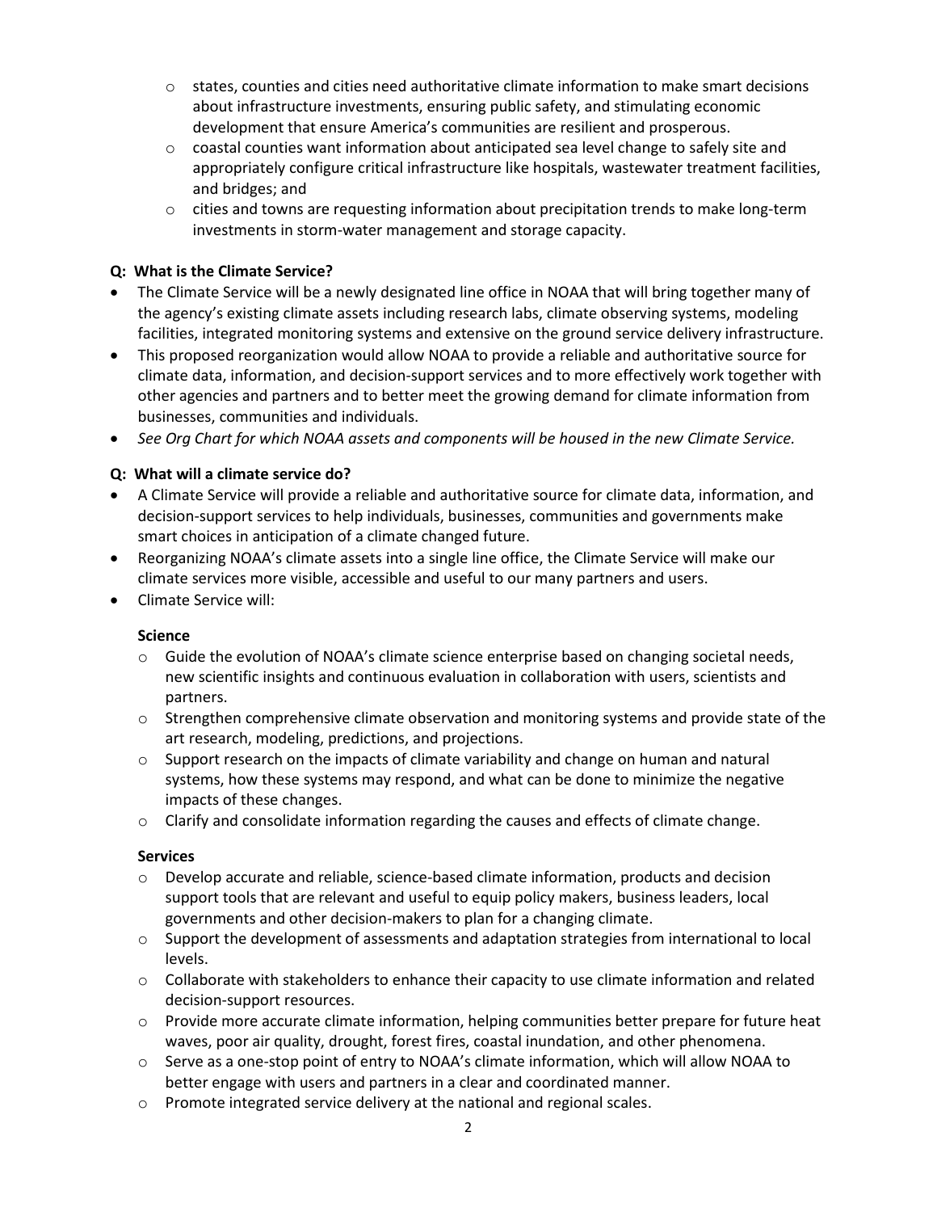- states, counties and cities need authoritative climate information to make smart decisions about infrastructure investments, ensuring public safety, and stimulating economic development that ensure America's communities are resilient and prosperous.
  - coastal counties want information about anticipated sea level change to safely site and appropriately configure critical infrastructure like hospitals, wastewater treatment facilities, and bridges; and
  - cities and towns are requesting information about precipitation trends to make long-term investments in storm-water management and storage capacity.

**Q: What is the Climate Service?**

- The Climate Service will be a newly designated line office in NOAA that will bring together many of the agency's existing climate assets including research labs, climate observing systems, modeling facilities, integrated monitoring systems and extensive on the ground service delivery infrastructure.
- This proposed reorganization would allow NOAA to provide a reliable and authoritative source for climate data, information, and decision-support services and to more effectively work together with other agencies and partners and to better meet the growing demand for climate information from businesses, communities and individuals.
- *See Org Chart for which NOAA assets and components will be housed in the new Climate Service.*

**Q: What will a climate service do?**

- A Climate Service will provide a reliable and authoritative source for climate data, information, and decision-support services to help individuals, businesses, communities and governments make smart choices in anticipation of a climate changed future.
- Reorganizing NOAA's climate assets into a single line office, the Climate Service will make our climate services more visible, accessible and useful to our many partners and users.
- Climate Service will:

  **Science**
  - Guide the evolution of NOAA's climate science enterprise based on changing societal needs, new scientific insights and continuous evaluation in collaboration with users, scientists and partners.
  - Strengthen comprehensive climate observation and monitoring systems and provide state of the art research, modeling, predictions, and projections.
  - Support research on the impacts of climate variability and change on human and natural systems, how these systems may respond, and what can be done to minimize the negative impacts of these changes.
  - Clarify and consolidate information regarding the causes and effects of climate change.

  **Services**
  - Develop accurate and reliable, science-based climate information, products and decision support tools that are relevant and useful to equip policy makers, business leaders, local governments and other decision-makers to plan for a changing climate.
  - Support the development of assessments and adaptation strategies from international to local levels.
  - Collaborate with stakeholders to enhance their capacity to use climate information and related decision-support resources.
  - Provide more accurate climate information, helping communities better prepare for future heat waves, poor air quality, drought, forest fires, coastal inundation, and other phenomena.
  - Serve as a one-stop point of entry to NOAA's climate information, which will allow NOAA to better engage with users and partners in a clear and coordinated manner.
  - Promote integrated service delivery at the national and regional scales.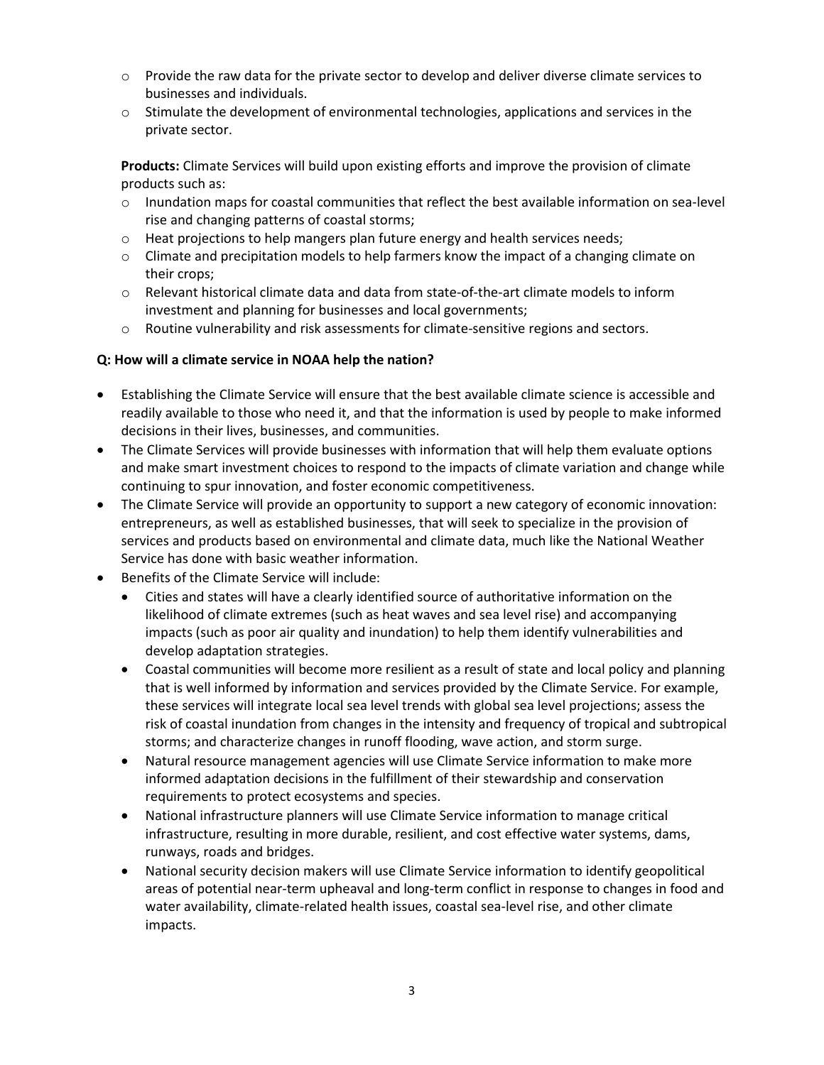- Provide the raw data for the private sector to develop and deliver diverse climate services to businesses and individuals.
- Stimulate the development of environmental technologies, applications and services in the private sector.

**Products:** Climate Services will build upon existing efforts and improve the provision of climate products such as:

- Inundation maps for coastal communities that reflect the best available information on sea-level rise and changing patterns of coastal storms;
- Heat projections to help mangers plan future energy and health services needs;
- Climate and precipitation models to help farmers know the impact of a changing climate on their crops;
- Relevant historical climate data and data from state-of-the-art climate models to inform investment and planning for businesses and local governments;
- Routine vulnerability and risk assessments for climate-sensitive regions and sectors.

**Q: How will a climate service in NOAA help the nation?**

- Establishing the Climate Service will ensure that the best available climate science is accessible and readily available to those who need it, and that the information is used by people to make informed decisions in their lives, businesses, and communities.
- The Climate Services will provide businesses with information that will help them evaluate options and make smart investment choices to respond to the impacts of climate variation and change while continuing to spur innovation, and foster economic competitiveness.
- The Climate Service will provide an opportunity to support a new category of economic innovation: entrepreneurs, as well as established businesses, that will seek to specialize in the provision of services and products based on environmental and climate data, much like the National Weather Service has done with basic weather information.
- Benefits of the Climate Service will include:
  - Cities and states will have a clearly identified source of authoritative information on the likelihood of climate extremes (such as heat waves and sea level rise) and accompanying impacts (such as poor air quality and inundation) to help them identify vulnerabilities and develop adaptation strategies.
  - Coastal communities will become more resilient as a result of state and local policy and planning that is well informed by information and services provided by the Climate Service. For example, these services will integrate local sea level trends with global sea level projections; assess the risk of coastal inundation from changes in the intensity and frequency of tropical and subtropical storms; and characterize changes in runoff flooding, wave action, and storm surge.
  - Natural resource management agencies will use Climate Service information to make more informed adaptation decisions in the fulfillment of their stewardship and conservation requirements to protect ecosystems and species.
  - National infrastructure planners will use Climate Service information to manage critical infrastructure, resulting in more durable, resilient, and cost effective water systems, dams, runways, roads and bridges.
  - National security decision makers will use Climate Service information to identify geopolitical areas of potential near-term upheaval and long-term conflict in response to changes in food and water availability, climate-related health issues, coastal sea-level rise, and other climate impacts.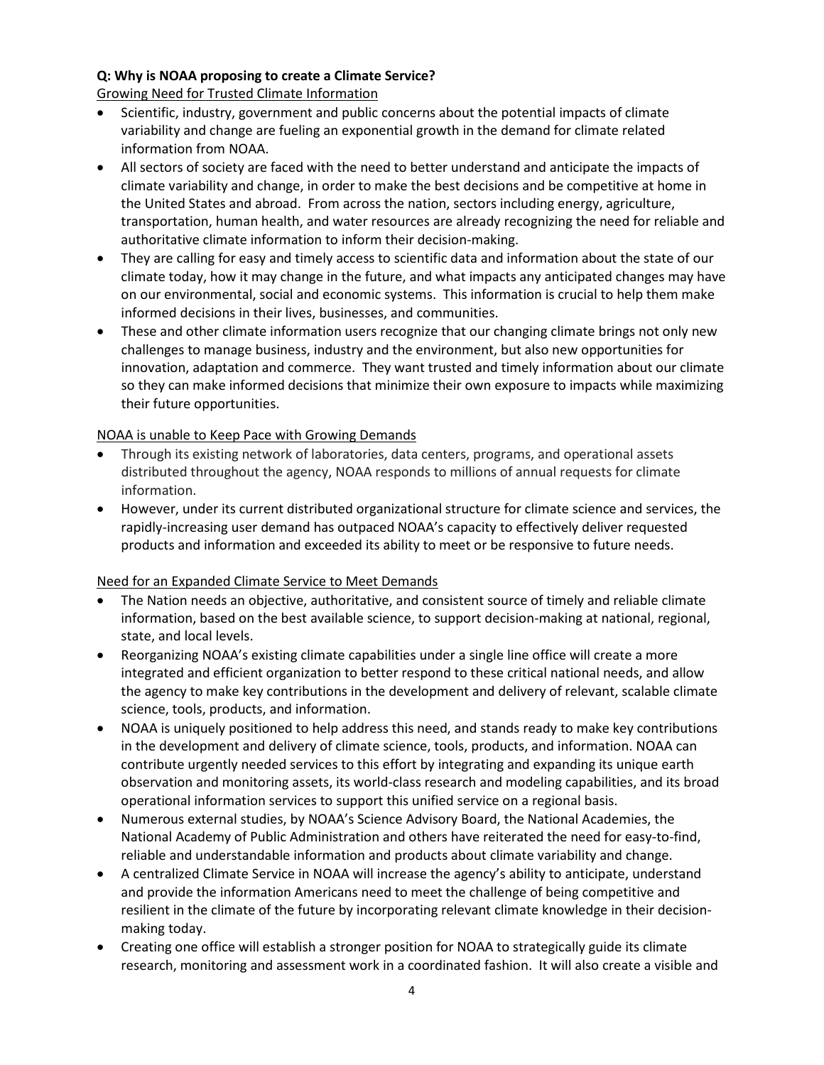**Q: Why is NOAA proposing to create a Climate Service?**

Growing Need for Trusted Climate Information

- Scientific, industry, government and public concerns about the potential impacts of climate variability and change are fueling an exponential growth in the demand for climate related information from NOAA.
- All sectors of society are faced with the need to better understand and anticipate the impacts of climate variability and change, in order to make the best decisions and be competitive at home in the United States and abroad. From across the nation, sectors including energy, agriculture, transportation, human health, and water resources are already recognizing the need for reliable and authoritative climate information to inform their decision-making.
- They are calling for easy and timely access to scientific data and information about the state of our climate today, how it may change in the future, and what impacts any anticipated changes may have on our environmental, social and economic systems. This information is crucial to help them make informed decisions in their lives, businesses, and communities.
- These and other climate information users recognize that our changing climate brings not only new challenges to manage business, industry and the environment, but also new opportunities for innovation, adaptation and commerce. They want trusted and timely information about our climate so they can make informed decisions that minimize their own exposure to impacts while maximizing their future opportunities.

NOAA is unable to Keep Pace with Growing Demands

- Through its existing network of laboratories, data centers, programs, and operational assets distributed throughout the agency, NOAA responds to millions of annual requests for climate information.
- However, under its current distributed organizational structure for climate science and services, the rapidly-increasing user demand has outpaced NOAA's capacity to effectively deliver requested products and information and exceeded its ability to meet or be responsive to future needs.

Need for an Expanded Climate Service to Meet Demands

- The Nation needs an objective, authoritative, and consistent source of timely and reliable climate information, based on the best available science, to support decision-making at national, regional, state, and local levels.
- Reorganizing NOAA's existing climate capabilities under a single line office will create a more integrated and efficient organization to better respond to these critical national needs, and allow the agency to make key contributions in the development and delivery of relevant, scalable climate science, tools, products, and information.
- NOAA is uniquely positioned to help address this need, and stands ready to make key contributions in the development and delivery of climate science, tools, products, and information. NOAA can contribute urgently needed services to this effort by integrating and expanding its unique earth observation and monitoring assets, its world-class research and modeling capabilities, and its broad operational information services to support this unified service on a regional basis.
- Numerous external studies, by NOAA's Science Advisory Board, the National Academies, the National Academy of Public Administration and others have reiterated the need for easy-to-find, reliable and understandable information and products about climate variability and change.
- A centralized Climate Service in NOAA will increase the agency's ability to anticipate, understand and provide the information Americans need to meet the challenge of being competitive and resilient in the climate of the future by incorporating relevant climate knowledge in their decision-making today.
- Creating one office will establish a stronger position for NOAA to strategically guide its climate research, monitoring and assessment work in a coordinated fashion. It will also create a visible and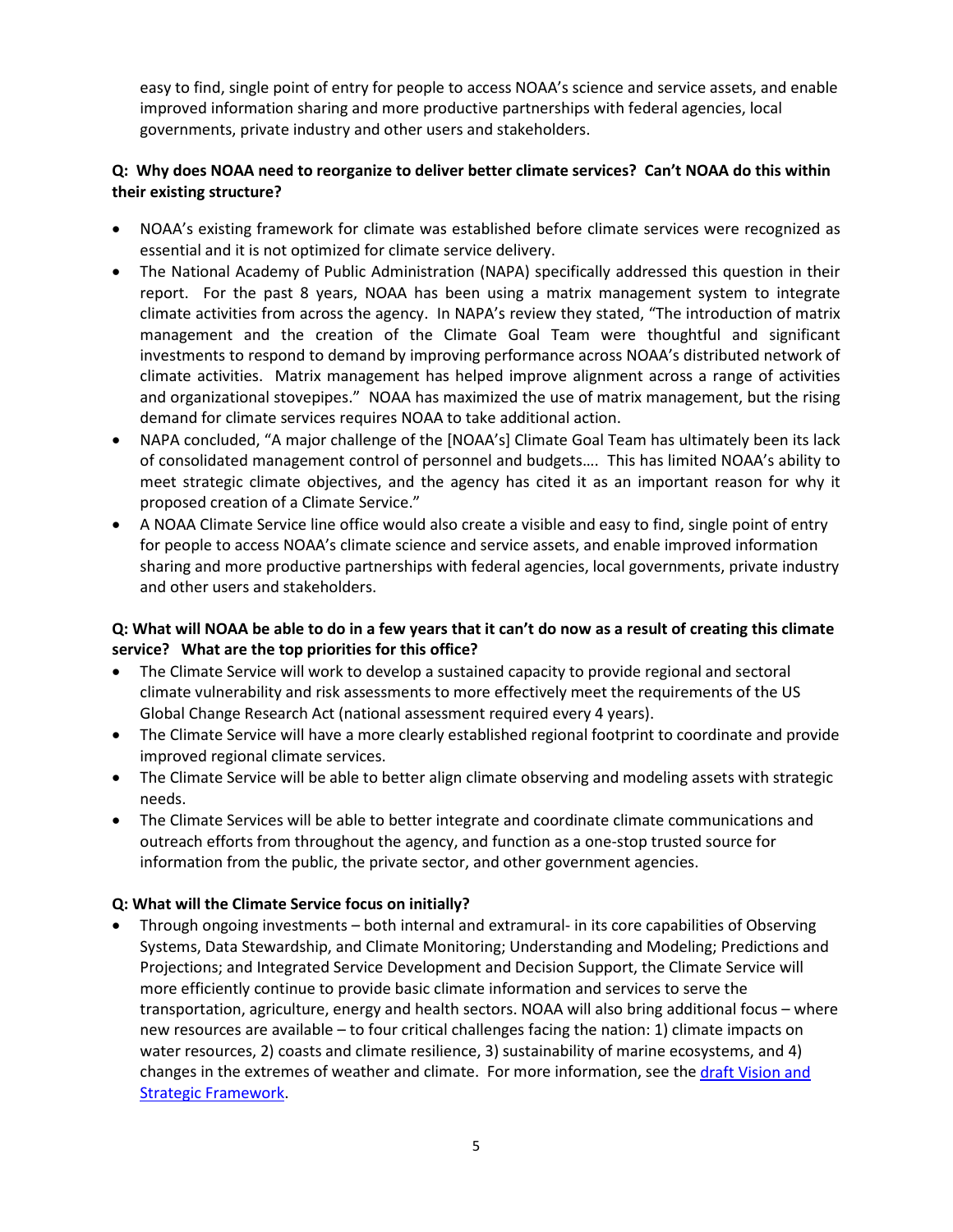easy to find, single point of entry for people to access NOAA's science and service assets, and enable improved information sharing and more productive partnerships with federal agencies, local governments, private industry and other users and stakeholders.

**Q: Why does NOAA need to reorganize to deliver better climate services? Can't NOAA do this within their existing structure?**

- NOAA's existing framework for climate was established before climate services were recognized as essential and it is not optimized for climate service delivery.
- The National Academy of Public Administration (NAPA) specifically addressed this question in their report. For the past 8 years, NOAA has been using a matrix management system to integrate climate activities from across the agency. In NAPA's review they stated, "The introduction of matrix management and the creation of the Climate Goal Team were thoughtful and significant investments to respond to demand by improving performance across NOAA's distributed network of climate activities. Matrix management has helped improve alignment across a range of activities and organizational stovepipes." NOAA has maximized the use of matrix management, but the rising demand for climate services requires NOAA to take additional action.
- NAPA concluded, "A major challenge of the [NOAA's] Climate Goal Team has ultimately been its lack of consolidated management control of personnel and budgets…. This has limited NOAA's ability to meet strategic climate objectives, and the agency has cited it as an important reason for why it proposed creation of a Climate Service."
- A NOAA Climate Service line office would also create a visible and easy to find, single point of entry for people to access NOAA's climate science and service assets, and enable improved information sharing and more productive partnerships with federal agencies, local governments, private industry and other users and stakeholders.

**Q: What will NOAA be able to do in a few years that it can't do now as a result of creating this climate service? What are the top priorities for this office?**

- The Climate Service will work to develop a sustained capacity to provide regional and sectoral climate vulnerability and risk assessments to more effectively meet the requirements of the US Global Change Research Act (national assessment required every 4 years).
- The Climate Service will have a more clearly established regional footprint to coordinate and provide improved regional climate services.
- The Climate Service will be able to better align climate observing and modeling assets with strategic needs.
- The Climate Services will be able to better integrate and coordinate climate communications and outreach efforts from throughout the agency, and function as a one-stop trusted source for information from the public, the private sector, and other government agencies.

**Q: What will the Climate Service focus on initially?**

- Through ongoing investments – both internal and extramural- in its core capabilities of Observing Systems, Data Stewardship, and Climate Monitoring; Understanding and Modeling; Predictions and Projections; and Integrated Service Development and Decision Support, the Climate Service will more efficiently continue to provide basic climate information and services to serve the transportation, agriculture, energy and health sectors. NOAA will also bring additional focus – where new resources are available – to four critical challenges facing the nation: 1) climate impacts on water resources, 2) coasts and climate resilience, 3) sustainability of marine ecosystems, and 4) changes in the extremes of weather and climate. For more information, see the draft Vision and Strategic Framework.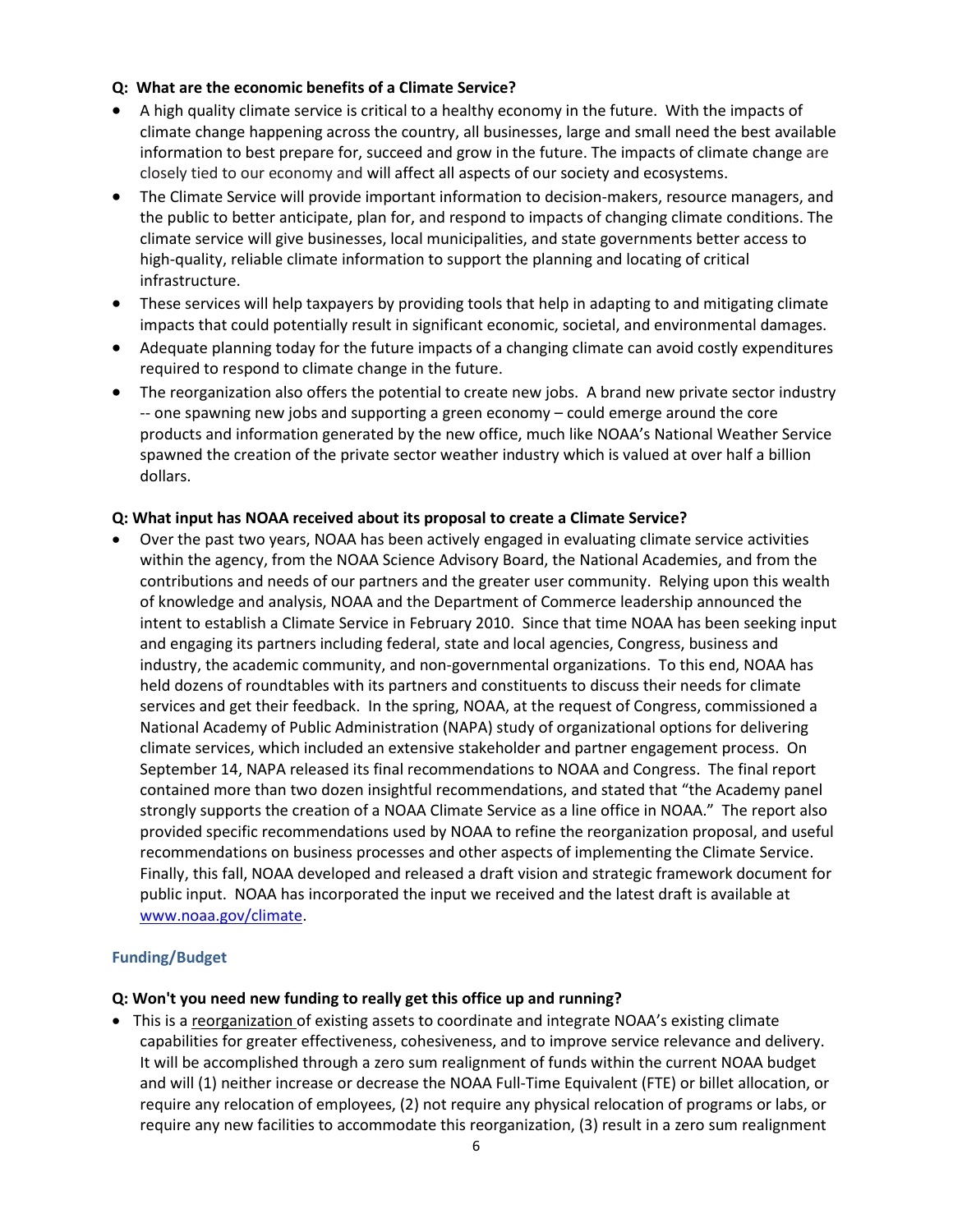**Q: What are the economic benefits of a Climate Service?**

- A high quality climate service is critical to a healthy economy in the future. With the impacts of climate change happening across the country, all businesses, large and small need the best available information to best prepare for, succeed and grow in the future. The impacts of climate change are closely tied to our economy and will affect all aspects of our society and ecosystems.
- The Climate Service will provide important information to decision-makers, resource managers, and the public to better anticipate, plan for, and respond to impacts of changing climate conditions. The climate service will give businesses, local municipalities, and state governments better access to high-quality, reliable climate information to support the planning and locating of critical infrastructure.
- These services will help taxpayers by providing tools that help in adapting to and mitigating climate impacts that could potentially result in significant economic, societal, and environmental damages.
- Adequate planning today for the future impacts of a changing climate can avoid costly expenditures required to respond to climate change in the future.
- The reorganization also offers the potential to create new jobs. A brand new private sector industry -- one spawning new jobs and supporting a green economy – could emerge around the core products and information generated by the new office, much like NOAA's National Weather Service spawned the creation of the private sector weather industry which is valued at over half a billion dollars.

**Q: What input has NOAA received about its proposal to create a Climate Service?**

- Over the past two years, NOAA has been actively engaged in evaluating climate service activities within the agency, from the NOAA Science Advisory Board, the National Academies, and from the contributions and needs of our partners and the greater user community. Relying upon this wealth of knowledge and analysis, NOAA and the Department of Commerce leadership announced the intent to establish a Climate Service in February 2010. Since that time NOAA has been seeking input and engaging its partners including federal, state and local agencies, Congress, business and industry, the academic community, and non-governmental organizations. To this end, NOAA has held dozens of roundtables with its partners and constituents to discuss their needs for climate services and get their feedback. In the spring, NOAA, at the request of Congress, commissioned a National Academy of Public Administration (NAPA) study of organizational options for delivering climate services, which included an extensive stakeholder and partner engagement process. On September 14, NAPA released its final recommendations to NOAA and Congress. The final report contained more than two dozen insightful recommendations, and stated that "the Academy panel strongly supports the creation of a NOAA Climate Service as a line office in NOAA." The report also provided specific recommendations used by NOAA to refine the reorganization proposal, and useful recommendations on business processes and other aspects of implementing the Climate Service. Finally, this fall, NOAA developed and released a draft vision and strategic framework document for public input. NOAA has incorporated the input we received and the latest draft is available at www.noaa.gov/climate.

## Funding/Budget

**Q: Won't you need new funding to really get this office up and running?**

- This is a reorganization of existing assets to coordinate and integrate NOAA's existing climate capabilities for greater effectiveness, cohesiveness, and to improve service relevance and delivery. It will be accomplished through a zero sum realignment of funds within the current NOAA budget and will (1) neither increase or decrease the NOAA Full-Time Equivalent (FTE) or billet allocation, or require any relocation of employees, (2) not require any physical relocation of programs or labs, or require any new facilities to accommodate this reorganization, (3) result in a zero sum realignment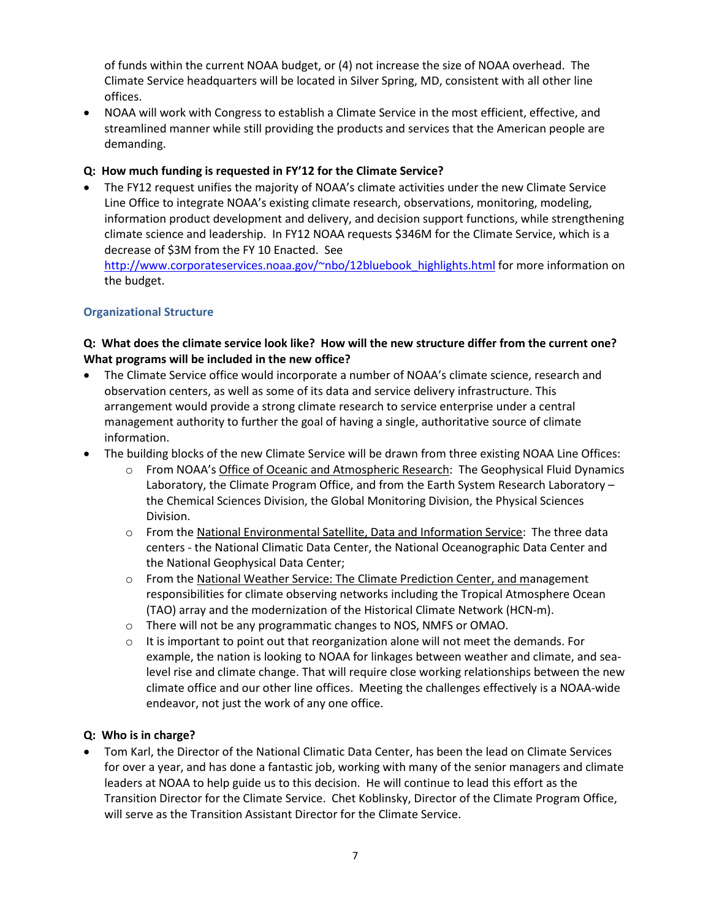of funds within the current NOAA budget, or (4) not increase the size of NOAA overhead. The Climate Service headquarters will be located in Silver Spring, MD, consistent with all other line offices.

- NOAA will work with Congress to establish a Climate Service in the most efficient, effective, and streamlined manner while still providing the products and services that the American people are demanding.

**Q: How much funding is requested in FY'12 for the Climate Service?**

- The FY12 request unifies the majority of NOAA's climate activities under the new Climate Service Line Office to integrate NOAA's existing climate research, observations, monitoring, modeling, information product development and delivery, and decision support functions, while strengthening climate science and leadership. In FY12 NOAA requests $346M for the Climate Service, which is a decrease of $3M from the FY 10 Enacted. See http://www.corporateservices.noaa.gov/~nbo/12bluebook_highlights.html for more information on the budget.

## Organizational Structure

**Q: What does the climate service look like? How will the new structure differ from the current one? What programs will be included in the new office?**

- The Climate Service office would incorporate a number of NOAA's climate science, research and observation centers, as well as some of its data and service delivery infrastructure. This arrangement would provide a strong climate research to service enterprise under a central management authority to further the goal of having a single, authoritative source of climate information.
- The building blocks of the new Climate Service will be drawn from three existing NOAA Line Offices:
  - From NOAA's Office of Oceanic and Atmospheric Research: The Geophysical Fluid Dynamics Laboratory, the Climate Program Office, and from the Earth System Research Laboratory – the Chemical Sciences Division, the Global Monitoring Division, the Physical Sciences Division.
  - From the National Environmental Satellite, Data and Information Service: The three data centers - the National Climatic Data Center, the National Oceanographic Data Center and the National Geophysical Data Center;
  - From the National Weather Service: The Climate Prediction Center, and management responsibilities for climate observing networks including the Tropical Atmosphere Ocean (TAO) array and the modernization of the Historical Climate Network (HCN-m).
  - There will not be any programmatic changes to NOS, NMFS or OMAO.
  - It is important to point out that reorganization alone will not meet the demands. For example, the nation is looking to NOAA for linkages between weather and climate, and sea-level rise and climate change. That will require close working relationships between the new climate office and our other line offices. Meeting the challenges effectively is a NOAA-wide endeavor, not just the work of any one office.

**Q: Who is in charge?**

- Tom Karl, the Director of the National Climatic Data Center, has been the lead on Climate Services for over a year, and has done a fantastic job, working with many of the senior managers and climate leaders at NOAA to help guide us to this decision. He will continue to lead this effort as the Transition Director for the Climate Service. Chet Koblinsky, Director of the Climate Program Office, will serve as the Transition Assistant Director for the Climate Service.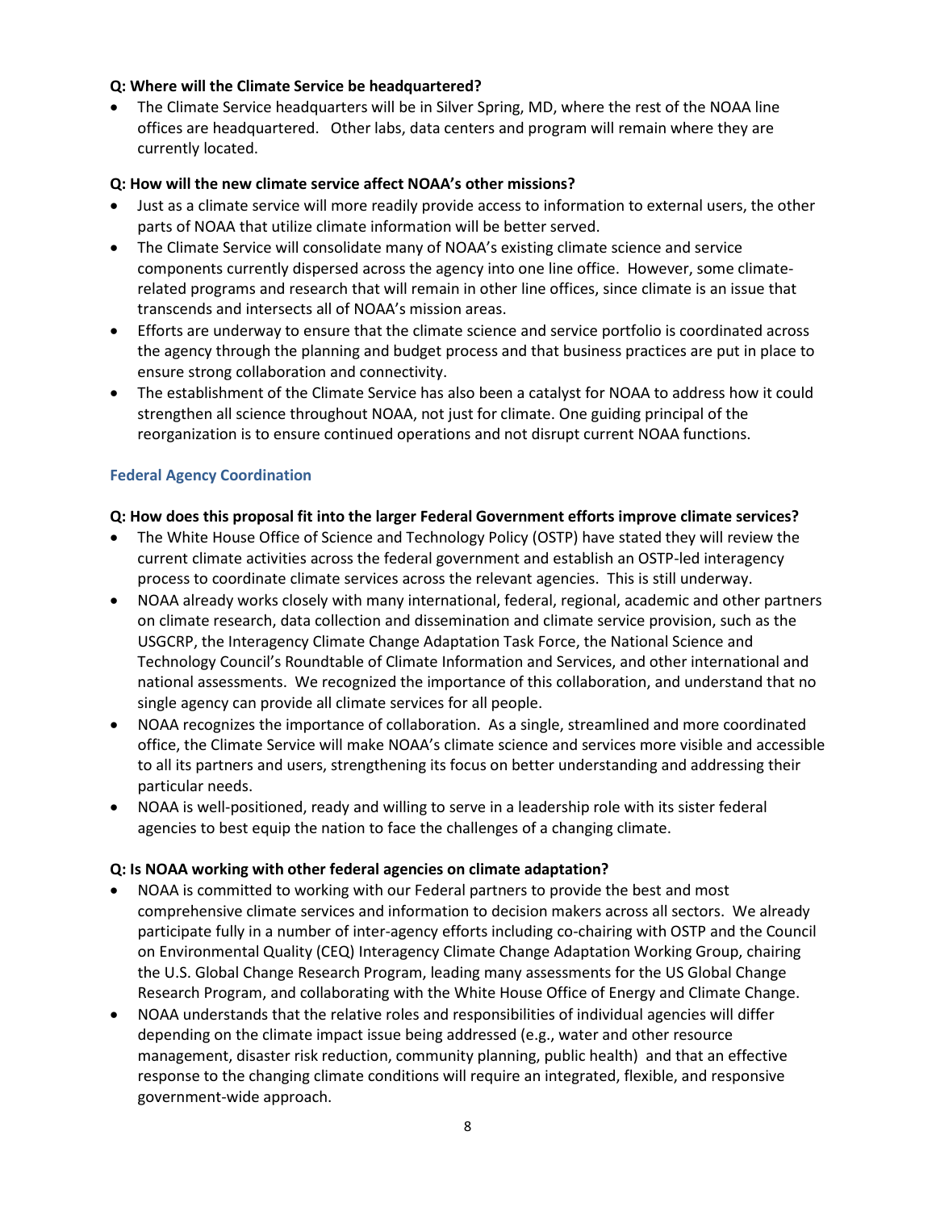**Q: Where will the Climate Service be headquartered?**

- The Climate Service headquarters will be in Silver Spring, MD, where the rest of the NOAA line offices are headquartered. Other labs, data centers and program will remain where they are currently located.

**Q: How will the new climate service affect NOAA's other missions?**

- Just as a climate service will more readily provide access to information to external users, the other parts of NOAA that utilize climate information will be better served.
- The Climate Service will consolidate many of NOAA's existing climate science and service components currently dispersed across the agency into one line office. However, some climate-related programs and research that will remain in other line offices, since climate is an issue that transcends and intersects all of NOAA's mission areas.
- Efforts are underway to ensure that the climate science and service portfolio is coordinated across the agency through the planning and budget process and that business practices are put in place to ensure strong collaboration and connectivity.
- The establishment of the Climate Service has also been a catalyst for NOAA to address how it could strengthen all science throughout NOAA, not just for climate. One guiding principal of the reorganization is to ensure continued operations and not disrupt current NOAA functions.

### Federal Agency Coordination

**Q: How does this proposal fit into the larger Federal Government efforts improve climate services?**

- The White House Office of Science and Technology Policy (OSTP) have stated they will review the current climate activities across the federal government and establish an OSTP-led interagency process to coordinate climate services across the relevant agencies. This is still underway.
- NOAA already works closely with many international, federal, regional, academic and other partners on climate research, data collection and dissemination and climate service provision, such as the USGCRP, the Interagency Climate Change Adaptation Task Force, the National Science and Technology Council's Roundtable of Climate Information and Services, and other international and national assessments. We recognized the importance of this collaboration, and understand that no single agency can provide all climate services for all people.
- NOAA recognizes the importance of collaboration. As a single, streamlined and more coordinated office, the Climate Service will make NOAA's climate science and services more visible and accessible to all its partners and users, strengthening its focus on better understanding and addressing their particular needs.
- NOAA is well-positioned, ready and willing to serve in a leadership role with its sister federal agencies to best equip the nation to face the challenges of a changing climate.

**Q: Is NOAA working with other federal agencies on climate adaptation?**

- NOAA is committed to working with our Federal partners to provide the best and most comprehensive climate services and information to decision makers across all sectors. We already participate fully in a number of inter-agency efforts including co-chairing with OSTP and the Council on Environmental Quality (CEQ) Interagency Climate Change Adaptation Working Group, chairing the U.S. Global Change Research Program, leading many assessments for the US Global Change Research Program, and collaborating with the White House Office of Energy and Climate Change.
- NOAA understands that the relative roles and responsibilities of individual agencies will differ depending on the climate impact issue being addressed (e.g., water and other resource management, disaster risk reduction, community planning, public health) and that an effective response to the changing climate conditions will require an integrated, flexible, and responsive government-wide approach.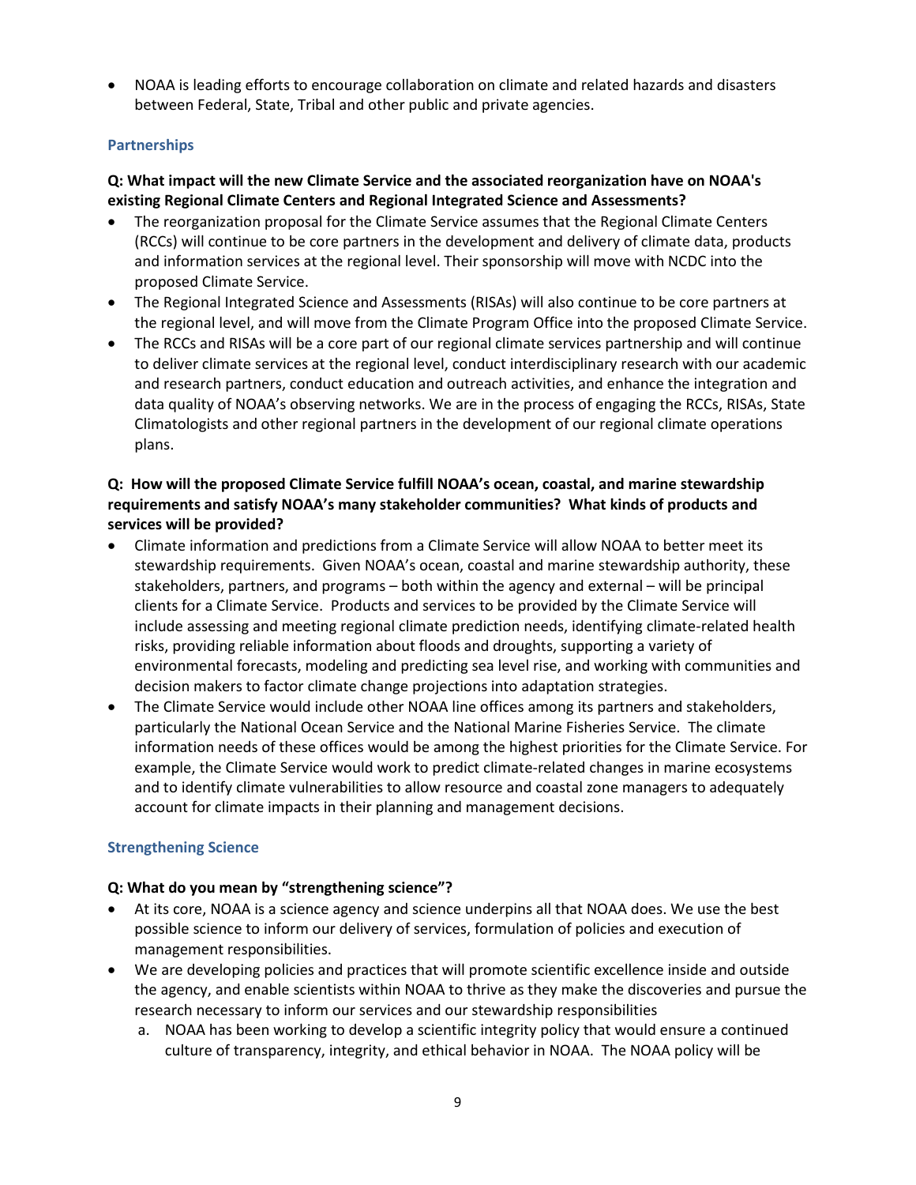- NOAA is leading efforts to encourage collaboration on climate and related hazards and disasters between Federal, State, Tribal and other public and private agencies.

### Partnerships

**Q: What impact will the new Climate Service and the associated reorganization have on NOAA's existing Regional Climate Centers and Regional Integrated Science and Assessments?**

- The reorganization proposal for the Climate Service assumes that the Regional Climate Centers (RCCs) will continue to be core partners in the development and delivery of climate data, products and information services at the regional level. Their sponsorship will move with NCDC into the proposed Climate Service.
- The Regional Integrated Science and Assessments (RISAs) will also continue to be core partners at the regional level, and will move from the Climate Program Office into the proposed Climate Service.
- The RCCs and RISAs will be a core part of our regional climate services partnership and will continue to deliver climate services at the regional level, conduct interdisciplinary research with our academic and research partners, conduct education and outreach activities, and enhance the integration and data quality of NOAA's observing networks. We are in the process of engaging the RCCs, RISAs, State Climatologists and other regional partners in the development of our regional climate operations plans.

**Q: How will the proposed Climate Service fulfill NOAA's ocean, coastal, and marine stewardship requirements and satisfy NOAA's many stakeholder communities? What kinds of products and services will be provided?**

- Climate information and predictions from a Climate Service will allow NOAA to better meet its stewardship requirements. Given NOAA's ocean, coastal and marine stewardship authority, these stakeholders, partners, and programs – both within the agency and external – will be principal clients for a Climate Service. Products and services to be provided by the Climate Service will include assessing and meeting regional climate prediction needs, identifying climate-related health risks, providing reliable information about floods and droughts, supporting a variety of environmental forecasts, modeling and predicting sea level rise, and working with communities and decision makers to factor climate change projections into adaptation strategies.
- The Climate Service would include other NOAA line offices among its partners and stakeholders, particularly the National Ocean Service and the National Marine Fisheries Service. The climate information needs of these offices would be among the highest priorities for the Climate Service. For example, the Climate Service would work to predict climate-related changes in marine ecosystems and to identify climate vulnerabilities to allow resource and coastal zone managers to adequately account for climate impacts in their planning and management decisions.

### Strengthening Science

**Q: What do you mean by "strengthening science"?**

- At its core, NOAA is a science agency and science underpins all that NOAA does. We use the best possible science to inform our delivery of services, formulation of policies and execution of management responsibilities.
- We are developing policies and practices that will promote scientific excellence inside and outside the agency, and enable scientists within NOAA to thrive as they make the discoveries and pursue the research necessary to inform our services and our stewardship responsibilities
  a. NOAA has been working to develop a scientific integrity policy that would ensure a continued culture of transparency, integrity, and ethical behavior in NOAA. The NOAA policy will be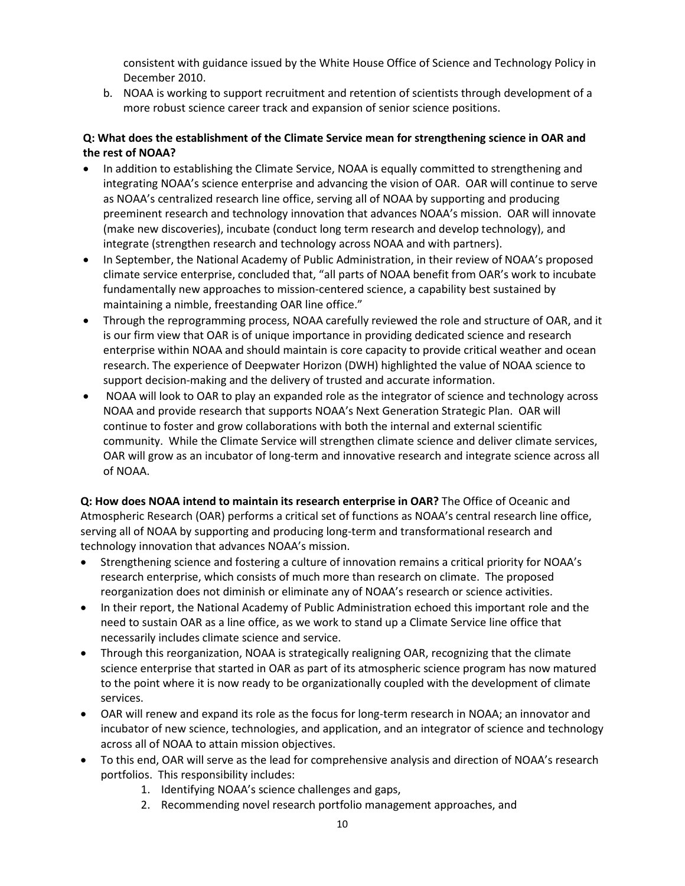consistent with guidance issued by the White House Office of Science and Technology Policy in December 2010.

b. NOAA is working to support recruitment and retention of scientists through development of a more robust science career track and expansion of senior science positions.

**Q: What does the establishment of the Climate Service mean for strengthening science in OAR and the rest of NOAA?**

- In addition to establishing the Climate Service, NOAA is equally committed to strengthening and integrating NOAA's science enterprise and advancing the vision of OAR. OAR will continue to serve as NOAA's centralized research line office, serving all of NOAA by supporting and producing preeminent research and technology innovation that advances NOAA's mission. OAR will innovate (make new discoveries), incubate (conduct long term research and develop technology), and integrate (strengthen research and technology across NOAA and with partners).
- In September, the National Academy of Public Administration, in their review of NOAA's proposed climate service enterprise, concluded that, "all parts of NOAA benefit from OAR's work to incubate fundamentally new approaches to mission-centered science, a capability best sustained by maintaining a nimble, freestanding OAR line office."
- Through the reprogramming process, NOAA carefully reviewed the role and structure of OAR, and it is our firm view that OAR is of unique importance in providing dedicated science and research enterprise within NOAA and should maintain is core capacity to provide critical weather and ocean research. The experience of Deepwater Horizon (DWH) highlighted the value of NOAA science to support decision-making and the delivery of trusted and accurate information.
- NOAA will look to OAR to play an expanded role as the integrator of science and technology across NOAA and provide research that supports NOAA's Next Generation Strategic Plan. OAR will continue to foster and grow collaborations with both the internal and external scientific community. While the Climate Service will strengthen climate science and deliver climate services, OAR will grow as an incubator of long-term and innovative research and integrate science across all of NOAA.

**Q: How does NOAA intend to maintain its research enterprise in OAR?** The Office of Oceanic and Atmospheric Research (OAR) performs a critical set of functions as NOAA's central research line office, serving all of NOAA by supporting and producing long-term and transformational research and technology innovation that advances NOAA's mission.

- Strengthening science and fostering a culture of innovation remains a critical priority for NOAA's research enterprise, which consists of much more than research on climate. The proposed reorganization does not diminish or eliminate any of NOAA's research or science activities.
- In their report, the National Academy of Public Administration echoed this important role and the need to sustain OAR as a line office, as we work to stand up a Climate Service line office that necessarily includes climate science and service.
- Through this reorganization, NOAA is strategically realigning OAR, recognizing that the climate science enterprise that started in OAR as part of its atmospheric science program has now matured to the point where it is now ready to be organizationally coupled with the development of climate services.
- OAR will renew and expand its role as the focus for long-term research in NOAA; an innovator and incubator of new science, technologies, and application, and an integrator of science and technology across all of NOAA to attain mission objectives.
- To this end, OAR will serve as the lead for comprehensive analysis and direction of NOAA's research portfolios. This responsibility includes:
    1. Identifying NOAA's science challenges and gaps,
    2. Recommending novel research portfolio management approaches, and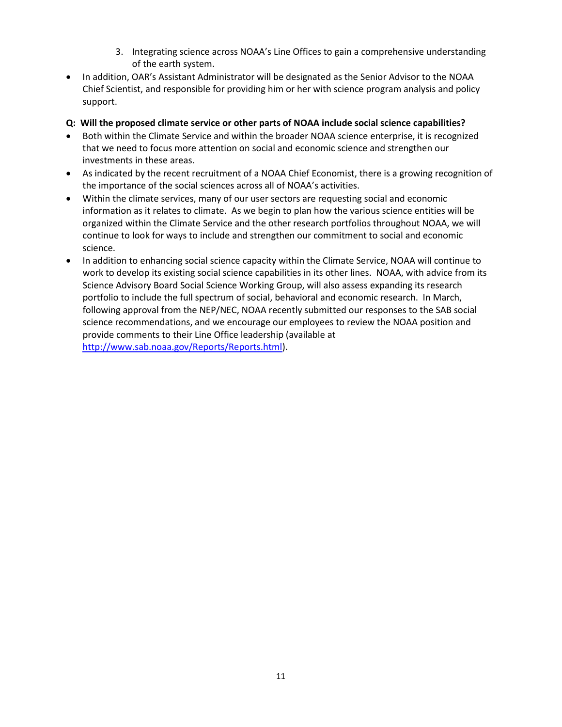3. Integrating science across NOAA's Line Offices to gain a comprehensive understanding of the earth system.

- In addition, OAR's Assistant Administrator will be designated as the Senior Advisor to the NOAA Chief Scientist, and responsible for providing him or her with science program analysis and policy support.

**Q: Will the proposed climate service or other parts of NOAA include social science capabilities?**

- Both within the Climate Service and within the broader NOAA science enterprise, it is recognized that we need to focus more attention on social and economic science and strengthen our investments in these areas.
- As indicated by the recent recruitment of a NOAA Chief Economist, there is a growing recognition of the importance of the social sciences across all of NOAA's activities.
- Within the climate services, many of our user sectors are requesting social and economic information as it relates to climate. As we begin to plan how the various science entities will be organized within the Climate Service and the other research portfolios throughout NOAA, we will continue to look for ways to include and strengthen our commitment to social and economic science.
- In addition to enhancing social science capacity within the Climate Service, NOAA will continue to work to develop its existing social science capabilities in its other lines. NOAA, with advice from its Science Advisory Board Social Science Working Group, will also assess expanding its research portfolio to include the full spectrum of social, behavioral and economic research. In March, following approval from the NEP/NEC, NOAA recently submitted our responses to the SAB social science recommendations, and we encourage our employees to review the NOAA position and provide comments to their Line Office leadership (available at [http://www.sab.noaa.gov/Reports/Reports.html](http://www.sab.noaa.gov/Reports/Reports.html)).